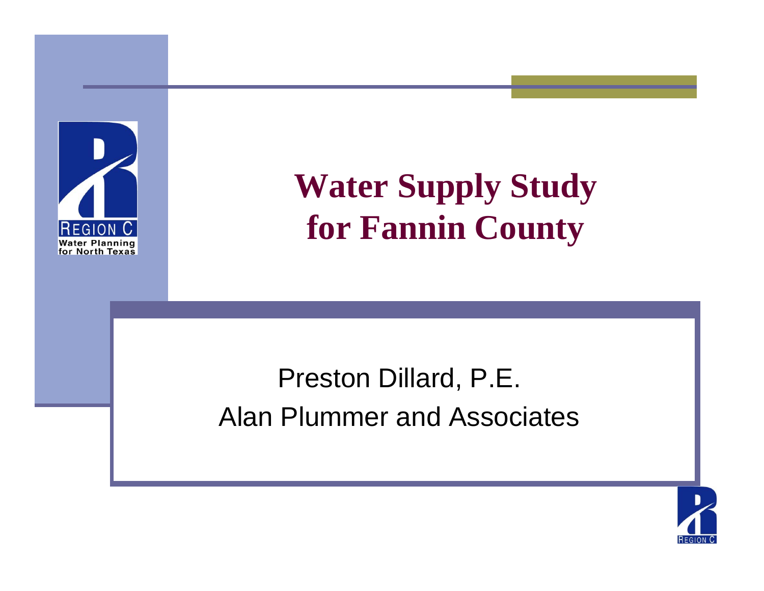# Water Supply Study for Fannin County

Preston Dillard, P.E.

Alan Plummer and Associates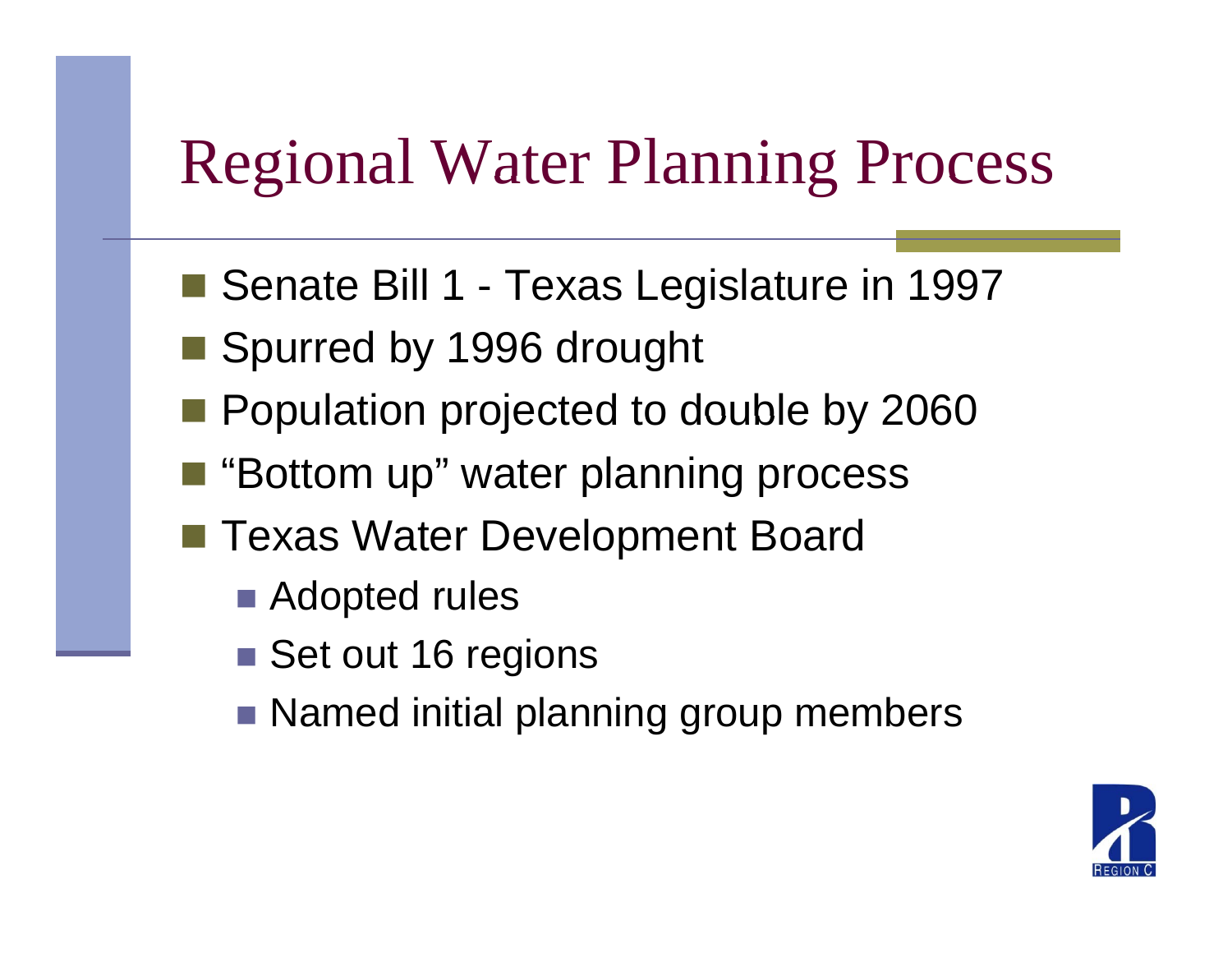# Regional Water Planning Process

- Senate Bill 1 - Texas Legislature in 1997
- Spurred by 1996 drought
- Population projected to double by 2060
- "Bottom up" water planning process
- Texas Water Development Board
  - Adopted rules
  - Set out 16 regions
  - Named initial planning group members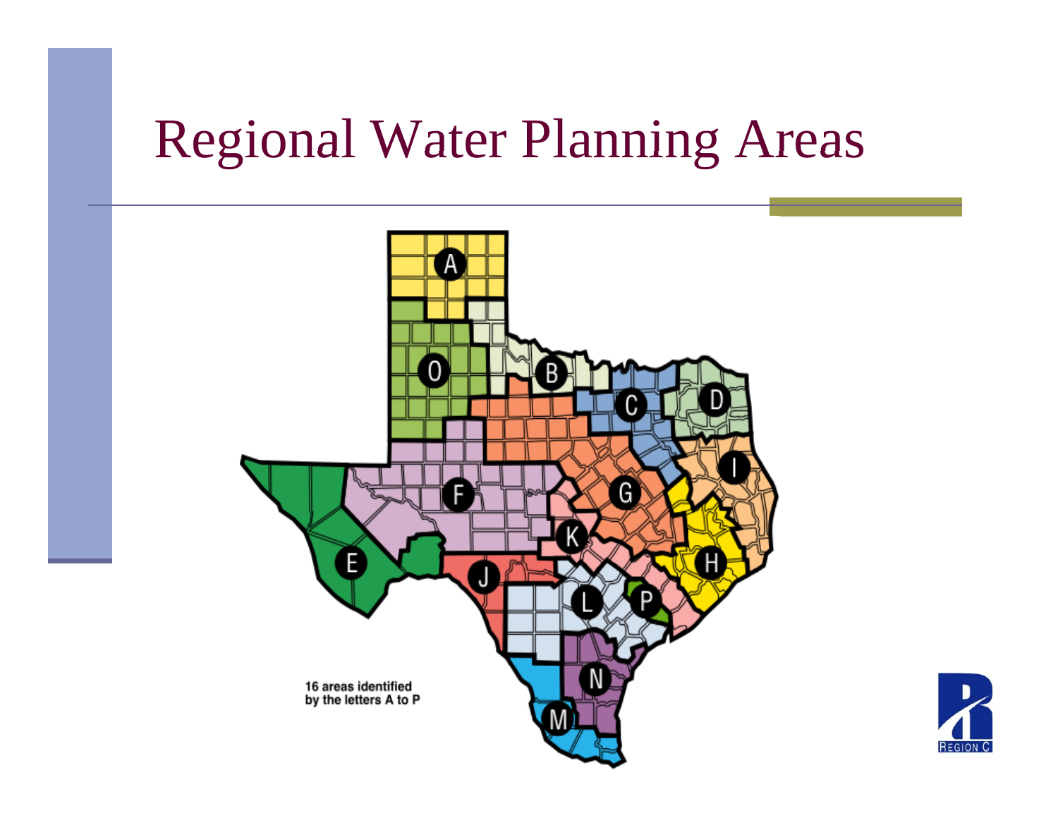# Regional Water Planning Areas

16 areas identified by the letters A to P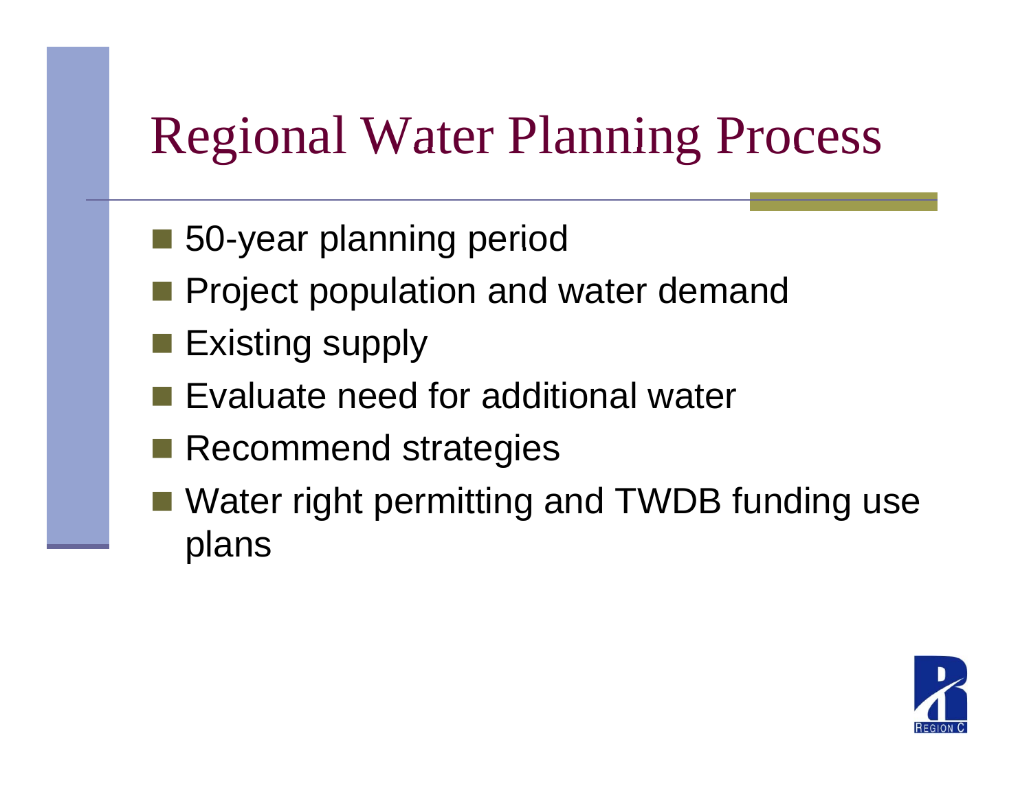# Regional Water Planning Process

- 50-year planning period
- Project population and water demand
- Existing supply
- Evaluate need for additional water
- Recommend strategies
- Water right permitting and TWDB funding use plans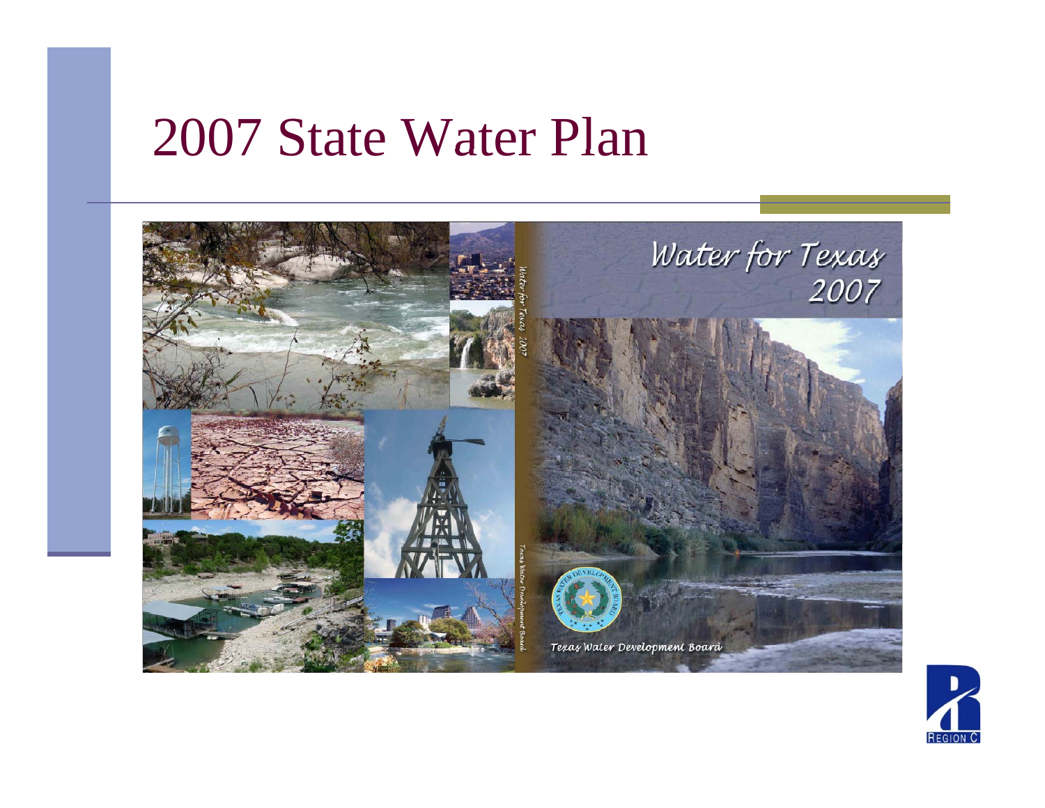# 2007 State Water Plan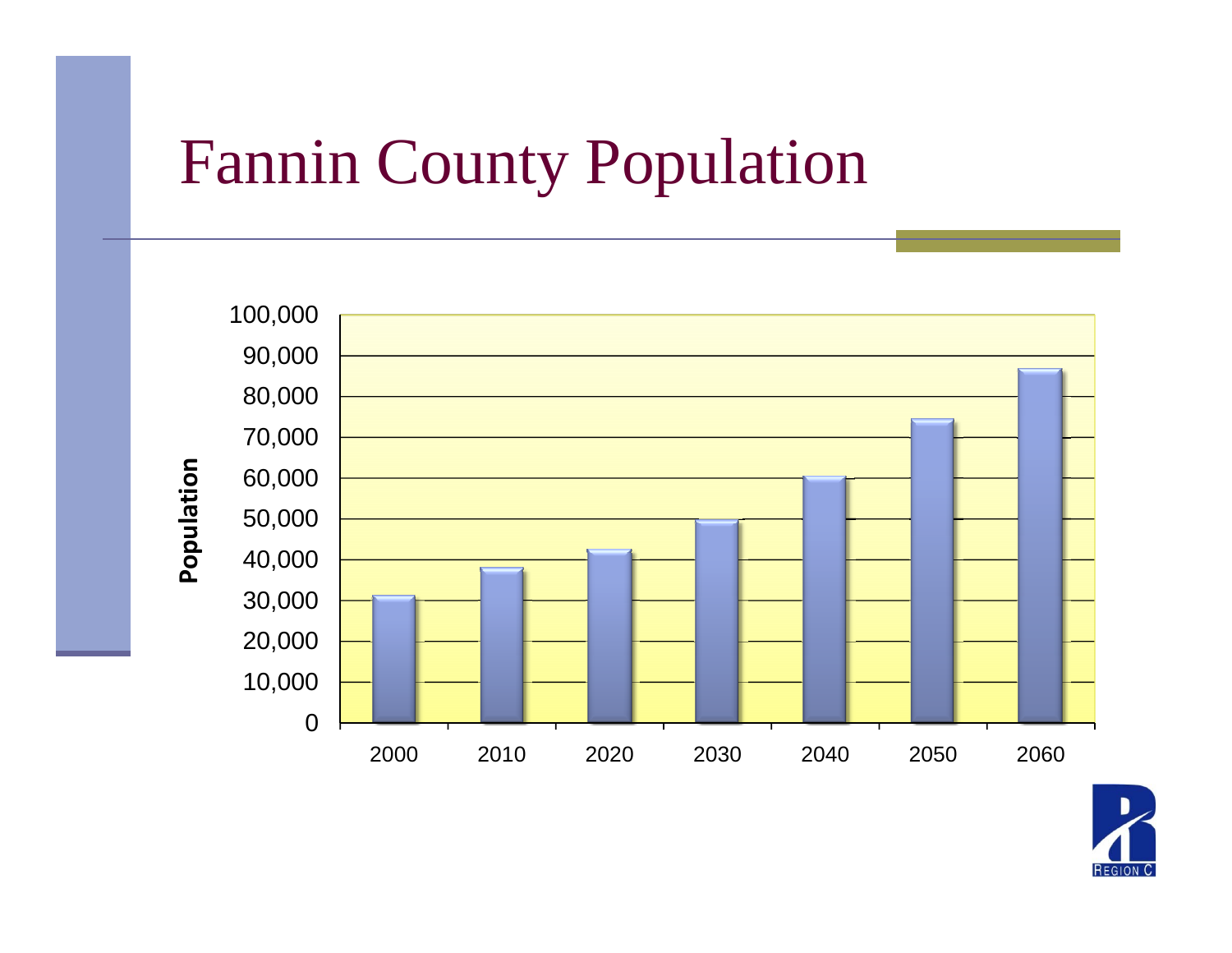# Fannin County Population

| Year | Population |
|---|---|
| 2000 | ~31,000 |
| 2010 | ~38,000 |
| 2020 | ~42,000 |
| 2030 | ~50,000 |
| 2040 | ~60,000 |
| 2050 | ~74,000 |
| 2060 | ~87,000 |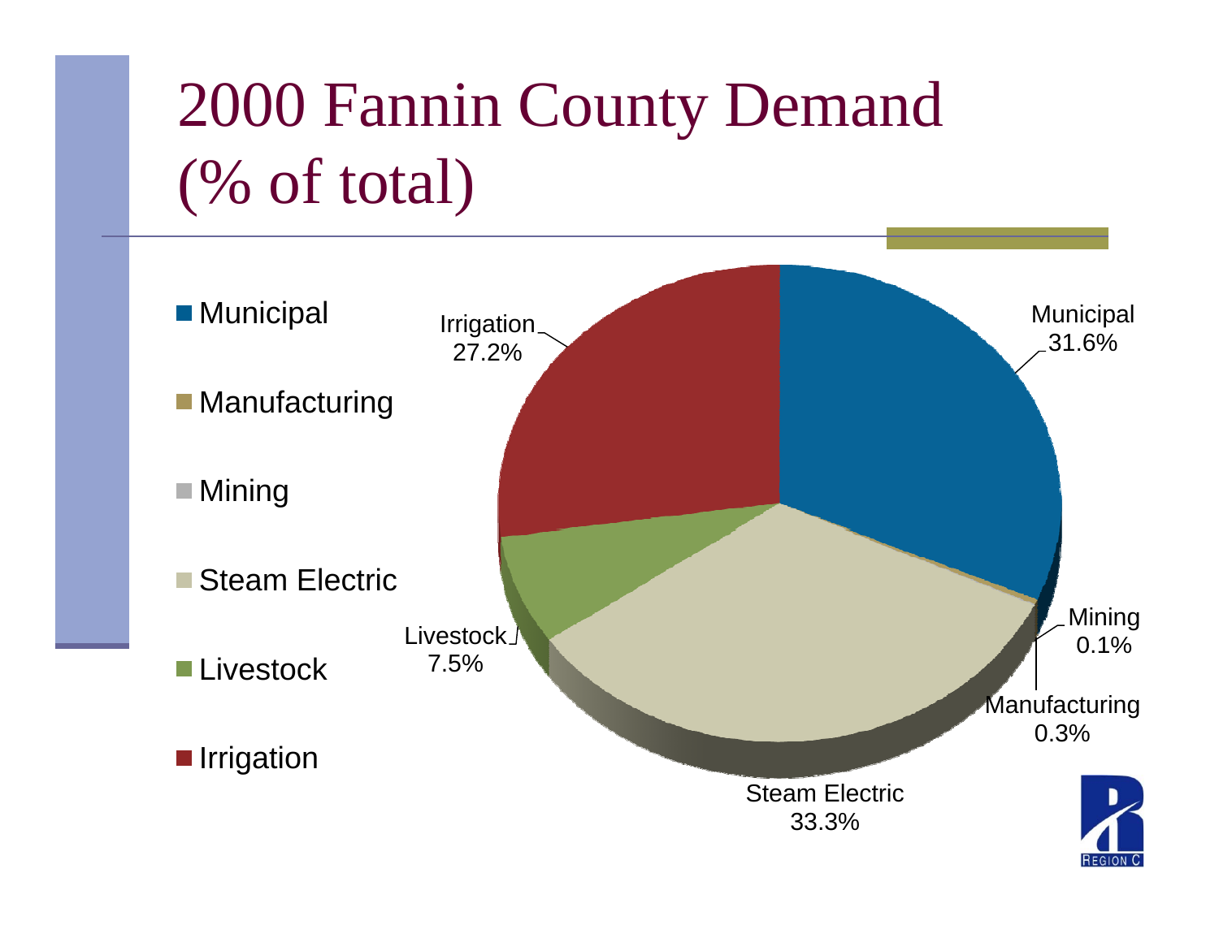# 2000 Fannin County Demand (% of total)

| Category | % of total |
|---|---|
| Municipal | 31.6% |
| Manufacturing | 0.3% |
| Mining | 0.1% |
| Steam Electric | 33.3% |
| Livestock | 7.5% |
| Irrigation | 27.2% |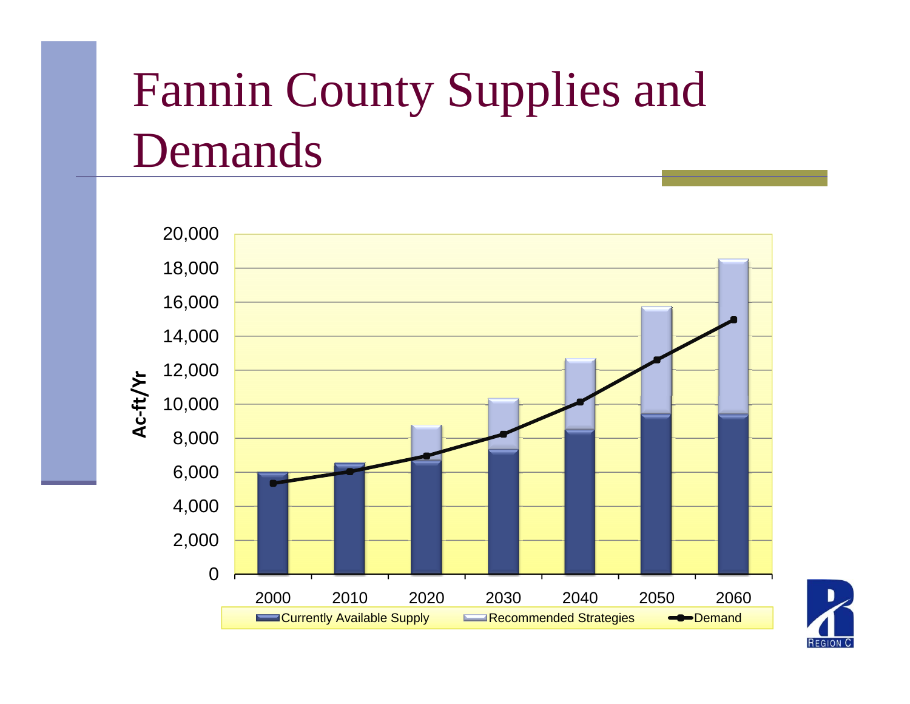# Fannin County Supplies and Demands

Ac-ft/Yr

20,000
18,000
16,000
14,000
12,000
10,000
8,000
6,000
4,000
2,000
0

2000 2010 2020 2030 2040 2050 2060

Currently Available Supply Recommended Strategies Demand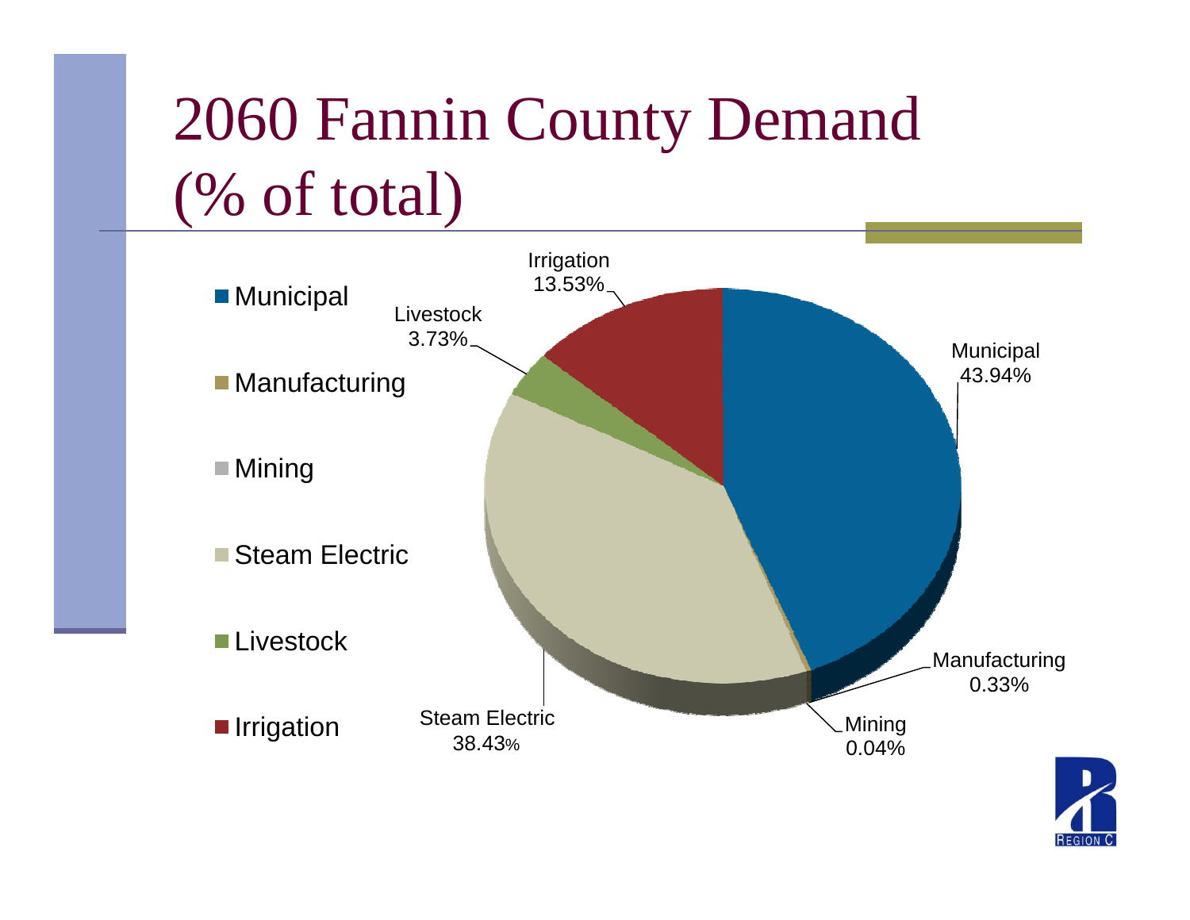# 2060 Fannin County Demand (% of total)

- Municipal
- Manufacturing
- Mining
- Steam Electric
- Livestock
- Irrigation

Municipal 43.94%

Manufacturing 0.33%

Mining 0.04%

Steam Electric 38.43%

Livestock 3.73%

Irrigation 13.53%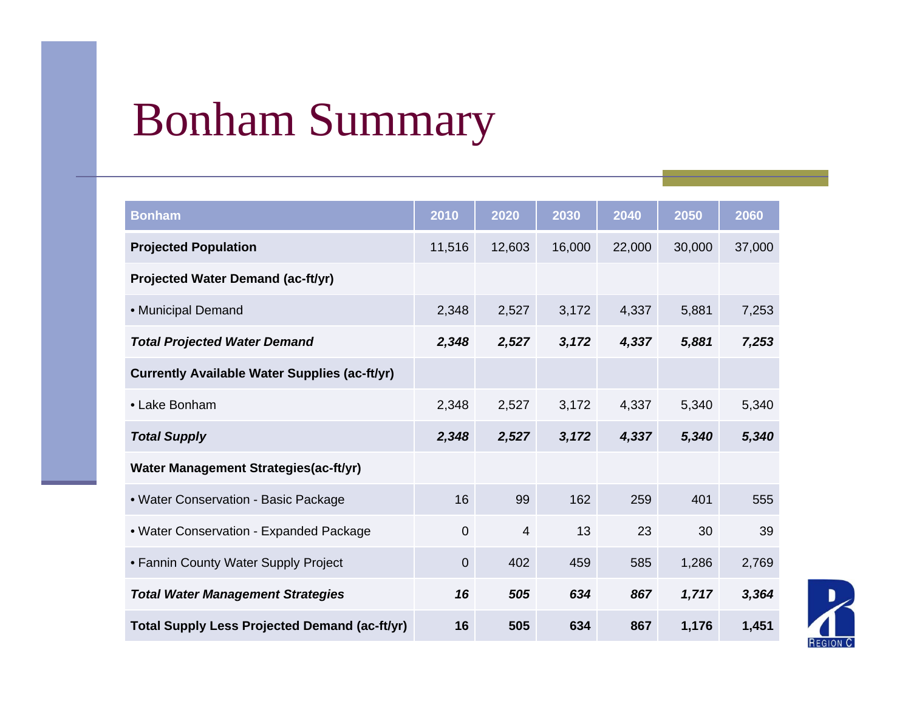# Bonham Summary

| Bonham | 2010 | 2020 | 2030 | 2040 | 2050 | 2060 |
|---|---|---|---|---|---|---|
| **Projected Population** | 11,516 | 12,603 | 16,000 | 22,000 | 30,000 | 37,000 |
| **Projected Water Demand (ac-ft/yr)** | | | | | | |
| • Municipal Demand | 2,348 | 2,527 | 3,172 | 4,337 | 5,881 | 7,253 |
| ***Total Projected Water Demand*** | ***2,348*** | ***2,527*** | ***3,172*** | ***4,337*** | ***5,881*** | ***7,253*** |
| **Currently Available Water Supplies (ac-ft/yr)** | | | | | | |
| • Lake Bonham | 2,348 | 2,527 | 3,172 | 4,337 | 5,340 | 5,340 |
| ***Total Supply*** | ***2,348*** | ***2,527*** | ***3,172*** | ***4,337*** | ***5,340*** | ***5,340*** |
| **Water Management Strategies(ac-ft/yr)** | | | | | | |
| • Water Conservation - Basic Package | 16 | 99 | 162 | 259 | 401 | 555 |
| • Water Conservation - Expanded Package | 0 | 4 | 13 | 23 | 30 | 39 |
| • Fannin County Water Supply Project | 0 | 402 | 459 | 585 | 1,286 | 2,769 |
| ***Total Water Management Strategies*** | ***16*** | ***505*** | ***634*** | ***867*** | ***1,717*** | ***3,364*** |
| **Total Supply Less Projected Demand (ac-ft/yr)** | **16** | **505** | **634** | **867** | **1,176** | **1,451** |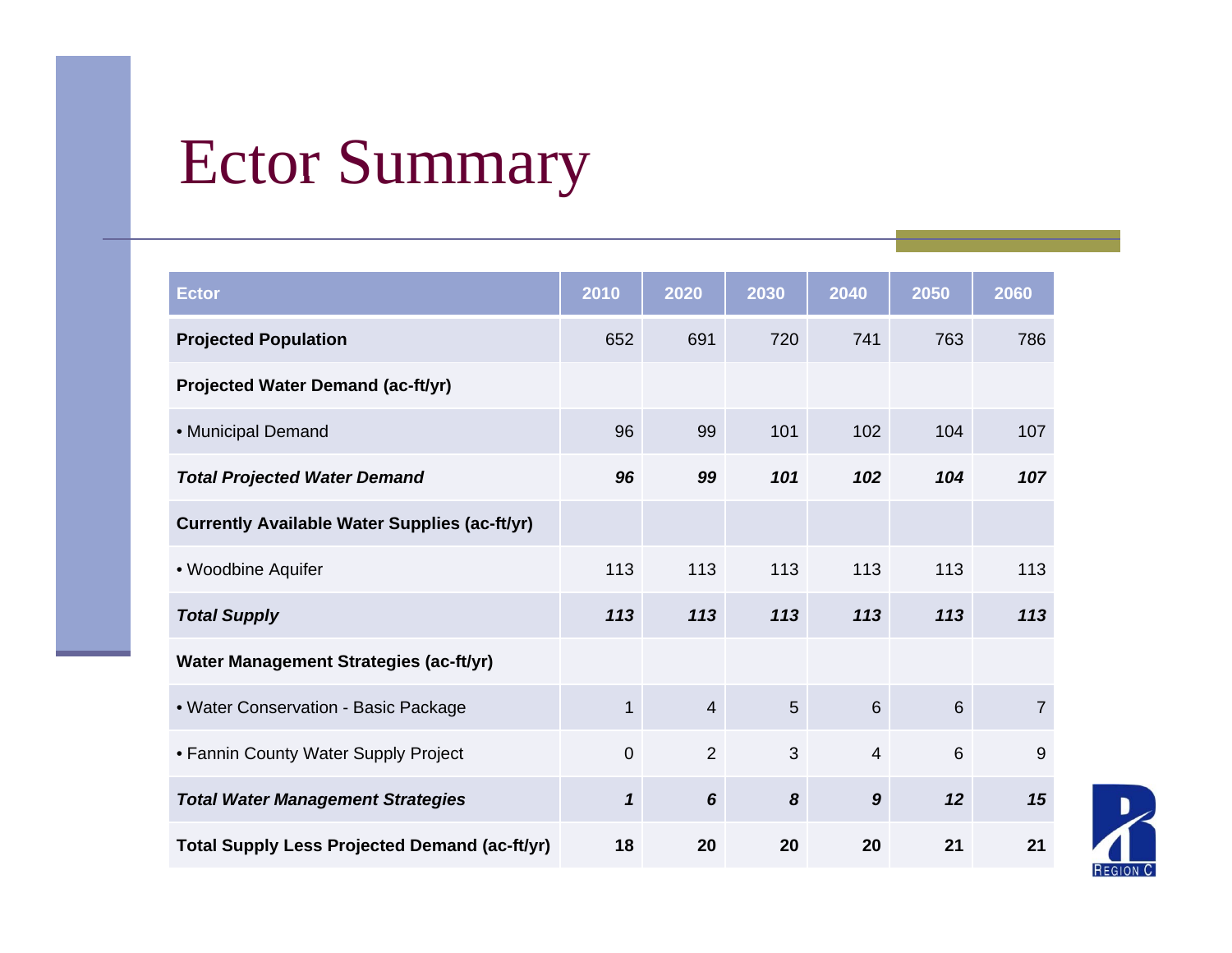# Ector Summary

| Ector | 2010 | 2020 | 2030 | 2040 | 2050 | 2060 |
|---|---|---|---|---|---|---|
| **Projected Population** | 652 | 691 | 720 | 741 | 763 | 786 |
| **Projected Water Demand (ac-ft/yr)** | | | | | | |
| • Municipal Demand | 96 | 99 | 101 | 102 | 104 | 107 |
| ***Total Projected Water Demand*** | ***96*** | ***99*** | ***101*** | ***102*** | ***104*** | ***107*** |
| **Currently Available Water Supplies (ac-ft/yr)** | | | | | | |
| • Woodbine Aquifer | 113 | 113 | 113 | 113 | 113 | 113 |
| ***Total Supply*** | ***113*** | ***113*** | ***113*** | ***113*** | ***113*** | ***113*** |
| **Water Management Strategies (ac-ft/yr)** | | | | | | |
| • Water Conservation - Basic Package | 1 | 4 | 5 | 6 | 6 | 7 |
| • Fannin County Water Supply Project | 0 | 2 | 3 | 4 | 6 | 9 |
| ***Total Water Management Strategies*** | ***1*** | ***6*** | ***8*** | ***9*** | ***12*** | ***15*** |
| **Total Supply Less Projected Demand (ac-ft/yr)** | **18** | **20** | **20** | **20** | **21** | **21** |

REGION C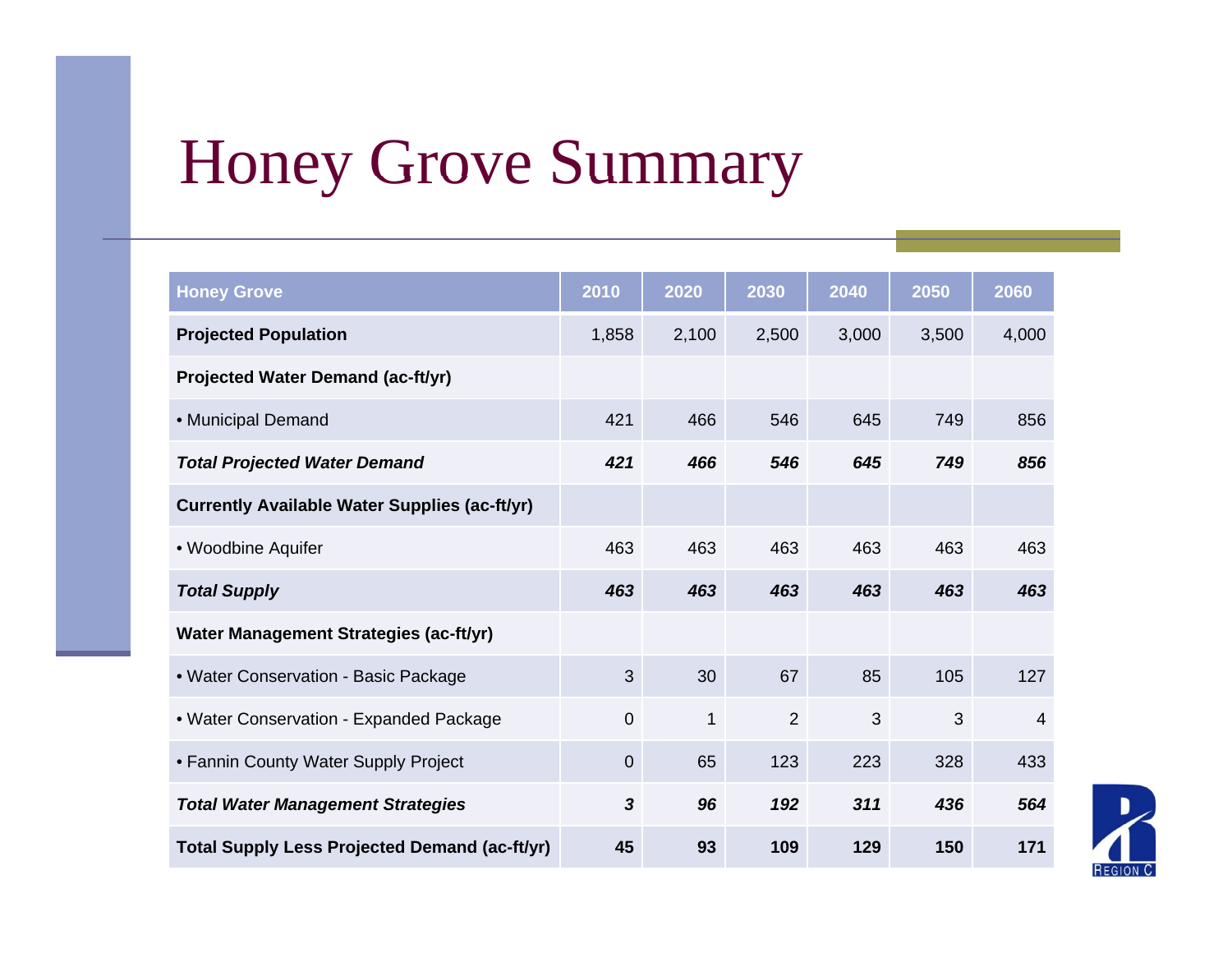# Honey Grove Summary

| Honey Grove | 2010 | 2020 | 2030 | 2040 | 2050 | 2060 |
|---|---|---|---|---|---|---|
| **Projected Population** | 1,858 | 2,100 | 2,500 | 3,000 | 3,500 | 4,000 |
| **Projected Water Demand (ac-ft/yr)** | | | | | | |
| • Municipal Demand | 421 | 466 | 546 | 645 | 749 | 856 |
| ***Total Projected Water Demand*** | ***421*** | ***466*** | ***546*** | ***645*** | ***749*** | ***856*** |
| **Currently Available Water Supplies (ac-ft/yr)** | | | | | | |
| • Woodbine Aquifer | 463 | 463 | 463 | 463 | 463 | 463 |
| ***Total Supply*** | ***463*** | ***463*** | ***463*** | ***463*** | ***463*** | ***463*** |
| **Water Management Strategies (ac-ft/yr)** | | | | | | |
| • Water Conservation - Basic Package | 3 | 30 | 67 | 85 | 105 | 127 |
| • Water Conservation - Expanded Package | 0 | 1 | 2 | 3 | 3 | 4 |
| • Fannin County Water Supply Project | 0 | 65 | 123 | 223 | 328 | 433 |
| ***Total Water Management Strategies*** | ***3*** | ***96*** | ***192*** | ***311*** | ***436*** | ***564*** |
| **Total Supply Less Projected Demand (ac-ft/yr)** | **45** | **93** | **109** | **129** | **150** | **171** |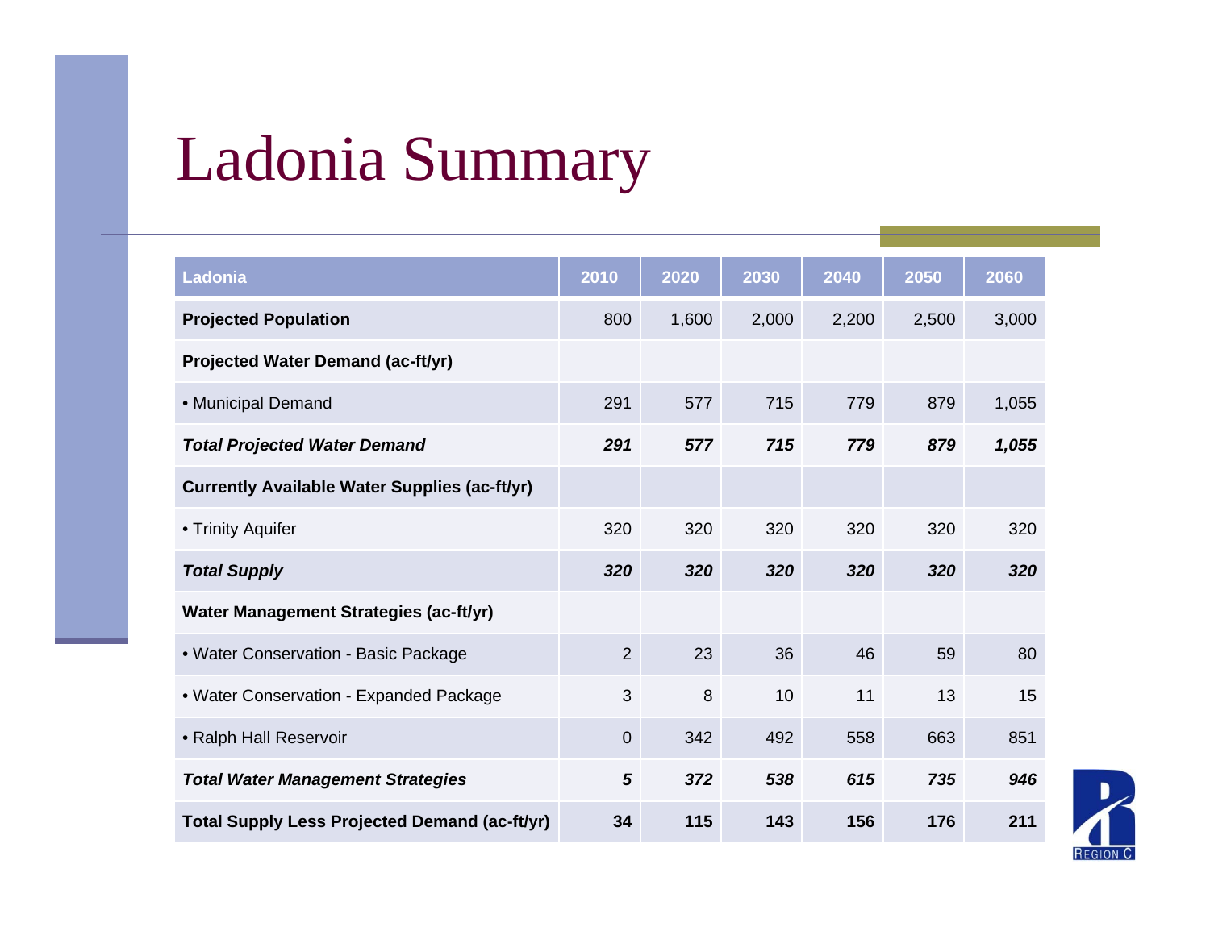# Ladonia Summary

| Ladonia | 2010 | 2020 | 2030 | 2040 | 2050 | 2060 |
|---|---|---|---|---|---|---|
| **Projected Population** | 800 | 1,600 | 2,000 | 2,200 | 2,500 | 3,000 |
| **Projected Water Demand (ac-ft/yr)** | | | | | | |
| • Municipal Demand | 291 | 577 | 715 | 779 | 879 | 1,055 |
| ***Total Projected Water Demand*** | ***291*** | ***577*** | ***715*** | ***779*** | ***879*** | ***1,055*** |
| **Currently Available Water Supplies (ac-ft/yr)** | | | | | | |
| • Trinity Aquifer | 320 | 320 | 320 | 320 | 320 | 320 |
| ***Total Supply*** | ***320*** | ***320*** | ***320*** | ***320*** | ***320*** | ***320*** |
| **Water Management Strategies (ac-ft/yr)** | | | | | | |
| • Water Conservation - Basic Package | 2 | 23 | 36 | 46 | 59 | 80 |
| • Water Conservation - Expanded Package | 3 | 8 | 10 | 11 | 13 | 15 |
| • Ralph Hall Reservoir | 0 | 342 | 492 | 558 | 663 | 851 |
| ***Total Water Management Strategies*** | ***5*** | ***372*** | ***538*** | ***615*** | ***735*** | ***946*** |
| **Total Supply Less Projected Demand (ac-ft/yr)** | **34** | **115** | **143** | **156** | **176** | **211** |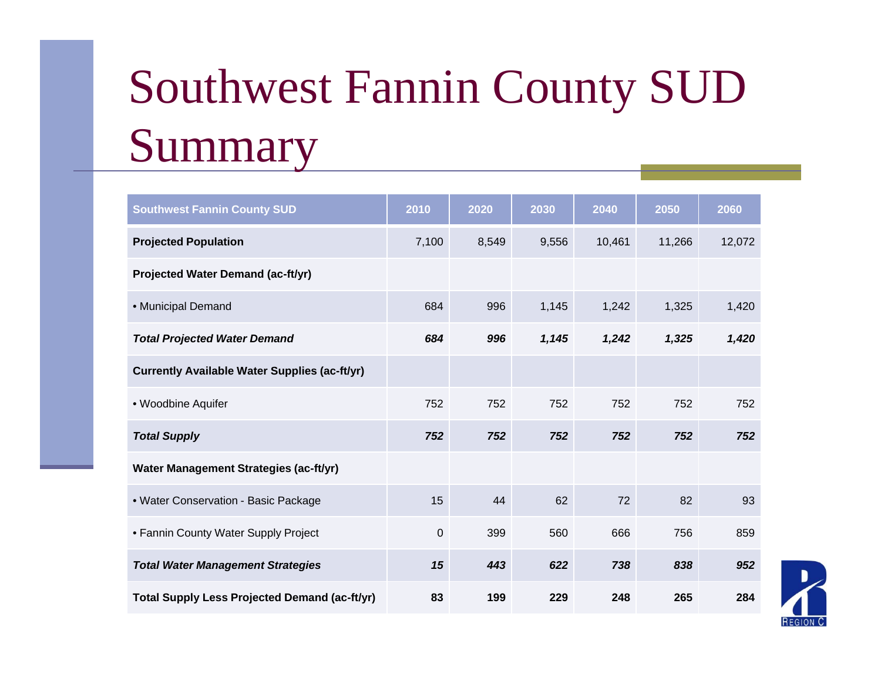# Southwest Fannin County SUD Summary

| Southwest Fannin County SUD | 2010 | 2020 | 2030 | 2040 | 2050 | 2060 |
|---|---|---|---|---|---|---|
| **Projected Population** | 7,100 | 8,549 | 9,556 | 10,461 | 11,266 | 12,072 |
| **Projected Water Demand (ac-ft/yr)** | | | | | | |
| • Municipal Demand | 684 | 996 | 1,145 | 1,242 | 1,325 | 1,420 |
| ***Total Projected Water Demand*** | ***684*** | ***996*** | ***1,145*** | ***1,242*** | ***1,325*** | ***1,420*** |
| **Currently Available Water Supplies (ac-ft/yr)** | | | | | | |
| • Woodbine Aquifer | 752 | 752 | 752 | 752 | 752 | 752 |
| ***Total Supply*** | ***752*** | ***752*** | ***752*** | ***752*** | ***752*** | ***752*** |
| **Water Management Strategies (ac-ft/yr)** | | | | | | |
| • Water Conservation - Basic Package | 15 | 44 | 62 | 72 | 82 | 93 |
| • Fannin County Water Supply Project | 0 | 399 | 560 | 666 | 756 | 859 |
| ***Total Water Management Strategies*** | ***15*** | ***443*** | ***622*** | ***738*** | ***838*** | ***952*** |
| **Total Supply Less Projected Demand (ac-ft/yr)** | **83** | **199** | **229** | **248** | **265** | **284** |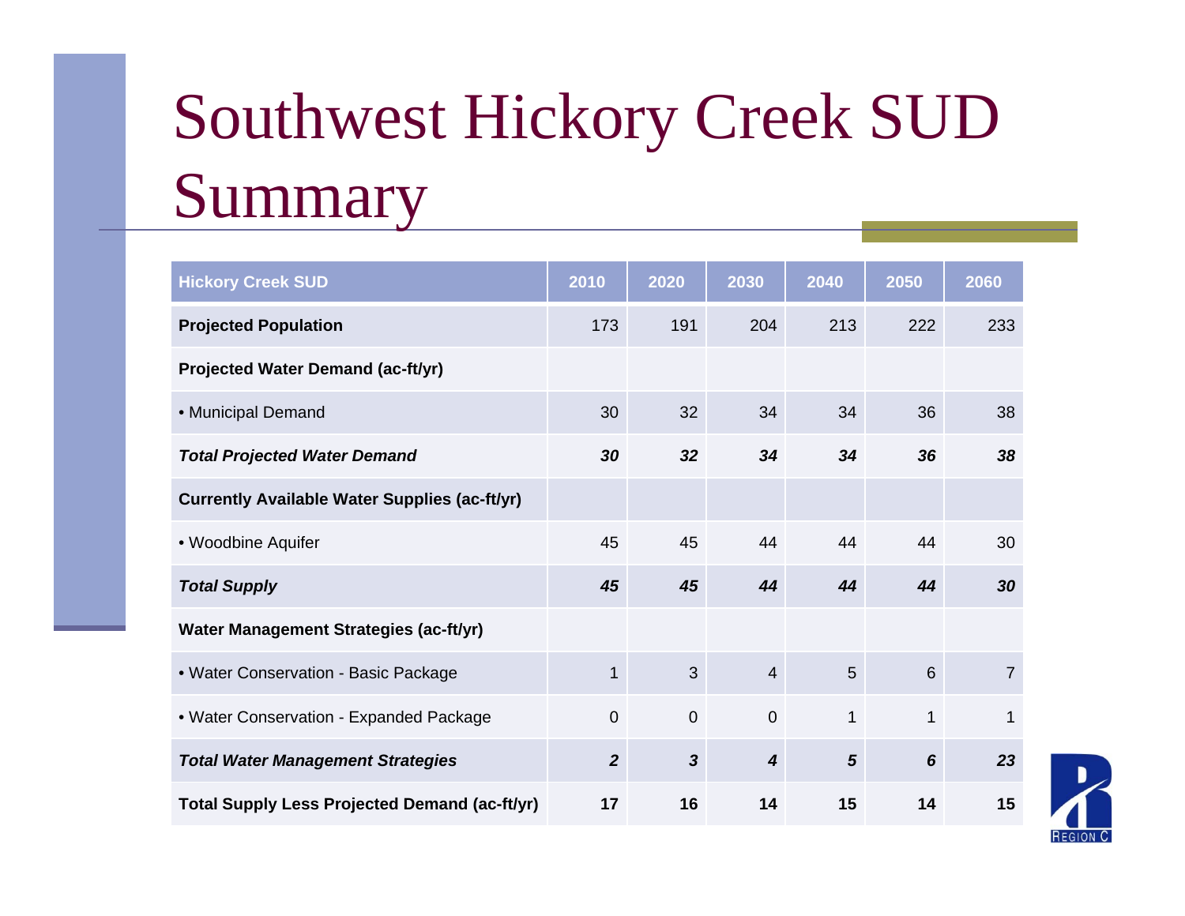# Southwest Hickory Creek SUD Summary

| Hickory Creek SUD | 2010 | 2020 | 2030 | 2040 | 2050 | 2060 |
|---|---|---|---|---|---|---|
| **Projected Population** | 173 | 191 | 204 | 213 | 222 | 233 |
| **Projected Water Demand (ac-ft/yr)** | | | | | | |
| • Municipal Demand | 30 | 32 | 34 | 34 | 36 | 38 |
| ***Total Projected Water Demand*** | ***30*** | ***32*** | ***34*** | ***34*** | ***36*** | ***38*** |
| **Currently Available Water Supplies (ac-ft/yr)** | | | | | | |
| • Woodbine Aquifer | 45 | 45 | 44 | 44 | 44 | 30 |
| ***Total Supply*** | ***45*** | ***45*** | ***44*** | ***44*** | ***44*** | ***30*** |
| **Water Management Strategies (ac-ft/yr)** | | | | | | |
| • Water Conservation - Basic Package | 1 | 3 | 4 | 5 | 6 | 7 |
| • Water Conservation - Expanded Package | 0 | 0 | 0 | 1 | 1 | 1 |
| ***Total Water Management Strategies*** | ***2*** | ***3*** | ***4*** | ***5*** | ***6*** | ***23*** |
| **Total Supply Less Projected Demand (ac-ft/yr)** | **17** | **16** | **14** | **15** | **14** | **15** |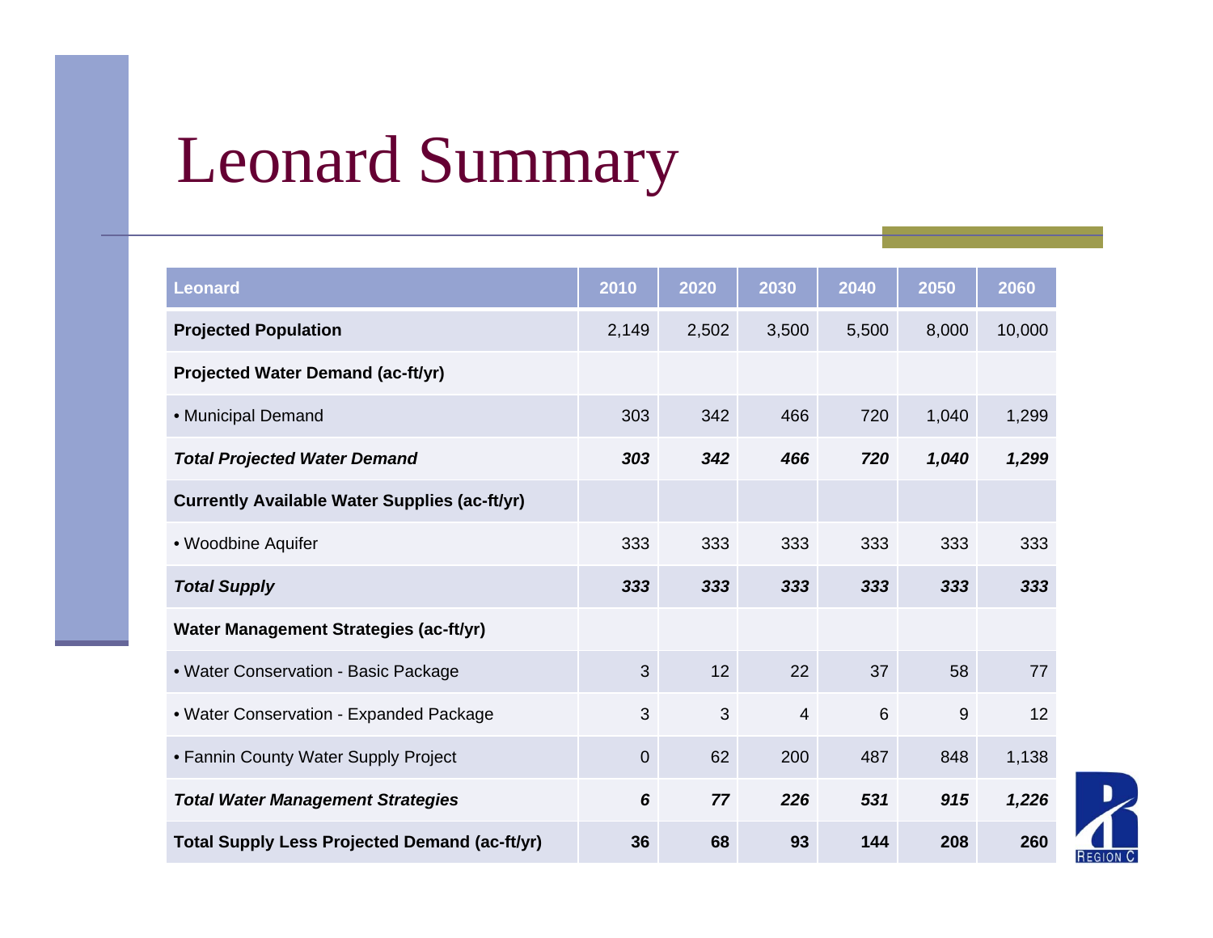# Leonard Summary

| Leonard | 2010 | 2020 | 2030 | 2040 | 2050 | 2060 |
|---|---|---|---|---|---|---|
| **Projected Population** | 2,149 | 2,502 | 3,500 | 5,500 | 8,000 | 10,000 |
| **Projected Water Demand (ac-ft/yr)** | | | | | | |
| • Municipal Demand | 303 | 342 | 466 | 720 | 1,040 | 1,299 |
| ***Total Projected Water Demand*** | ***303*** | ***342*** | ***466*** | ***720*** | ***1,040*** | ***1,299*** |
| **Currently Available Water Supplies (ac-ft/yr)** | | | | | | |
| • Woodbine Aquifer | 333 | 333 | 333 | 333 | 333 | 333 |
| ***Total Supply*** | ***333*** | ***333*** | ***333*** | ***333*** | ***333*** | ***333*** |
| **Water Management Strategies (ac-ft/yr)** | | | | | | |
| • Water Conservation - Basic Package | 3 | 12 | 22 | 37 | 58 | 77 |
| • Water Conservation - Expanded Package | 3 | 3 | 4 | 6 | 9 | 12 |
| • Fannin County Water Supply Project | 0 | 62 | 200 | 487 | 848 | 1,138 |
| ***Total Water Management Strategies*** | ***6*** | ***77*** | ***226*** | ***531*** | ***915*** | ***1,226*** |
| **Total Supply Less Projected Demand (ac-ft/yr)** | **36** | **68** | **93** | **144** | **208** | **260** |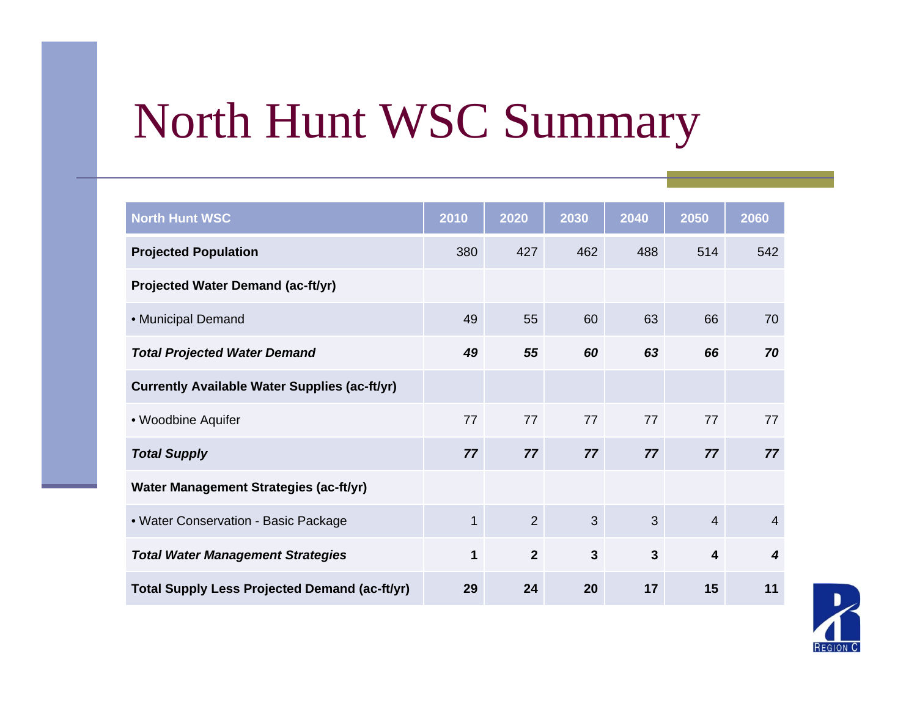# North Hunt WSC Summary

| North Hunt WSC | 2010 | 2020 | 2030 | 2040 | 2050 | 2060 |
|---|---|---|---|---|---|---|
| **Projected Population** | 380 | 427 | 462 | 488 | 514 | 542 |
| **Projected Water Demand (ac-ft/yr)** | | | | | | |
| • Municipal Demand | 49 | 55 | 60 | 63 | 66 | 70 |
| ***Total Projected Water Demand*** | ***49*** | ***55*** | ***60*** | ***63*** | ***66*** | ***70*** |
| **Currently Available Water Supplies (ac-ft/yr)** | | | | | | |
| • Woodbine Aquifer | 77 | 77 | 77 | 77 | 77 | 77 |
| ***Total Supply*** | ***77*** | ***77*** | ***77*** | ***77*** | ***77*** | ***77*** |
| **Water Management Strategies (ac-ft/yr)** | | | | | | |
| • Water Conservation - Basic Package | 1 | 2 | 3 | 3 | 4 | 4 |
| ***Total Water Management Strategies*** | **1** | **2** | **3** | **3** | **4** | ***4*** |
| **Total Supply Less Projected Demand (ac-ft/yr)** | **29** | **24** | **20** | **17** | **15** | **11** |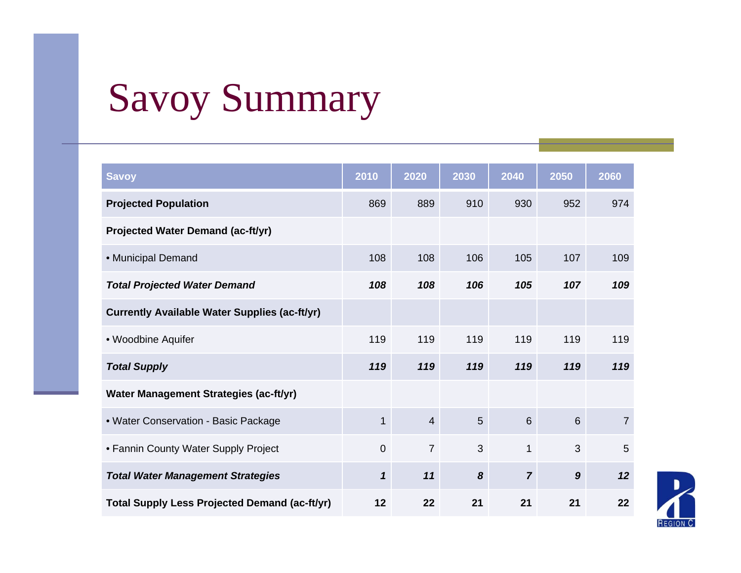# Savoy Summary

| Savoy | 2010 | 2020 | 2030 | 2040 | 2050 | 2060 |
|---|---|---|---|---|---|---|
| **Projected Population** | 869 | 889 | 910 | 930 | 952 | 974 |
| **Projected Water Demand (ac-ft/yr)** | | | | | | |
| • Municipal Demand | 108 | 108 | 106 | 105 | 107 | 109 |
| ***Total Projected Water Demand*** | ***108*** | ***108*** | ***106*** | ***105*** | ***107*** | ***109*** |
| **Currently Available Water Supplies (ac-ft/yr)** | | | | | | |
| • Woodbine Aquifer | 119 | 119 | 119 | 119 | 119 | 119 |
| ***Total Supply*** | ***119*** | ***119*** | ***119*** | ***119*** | ***119*** | ***119*** |
| **Water Management Strategies (ac-ft/yr)** | | | | | | |
| • Water Conservation - Basic Package | 1 | 4 | 5 | 6 | 6 | 7 |
| • Fannin County Water Supply Project | 0 | 7 | 3 | 1 | 3 | 5 |
| ***Total Water Management Strategies*** | ***1*** | ***11*** | ***8*** | ***7*** | ***9*** | ***12*** |
| **Total Supply Less Projected Demand (ac-ft/yr)** | **12** | **22** | **21** | **21** | **21** | **22** |

REGION C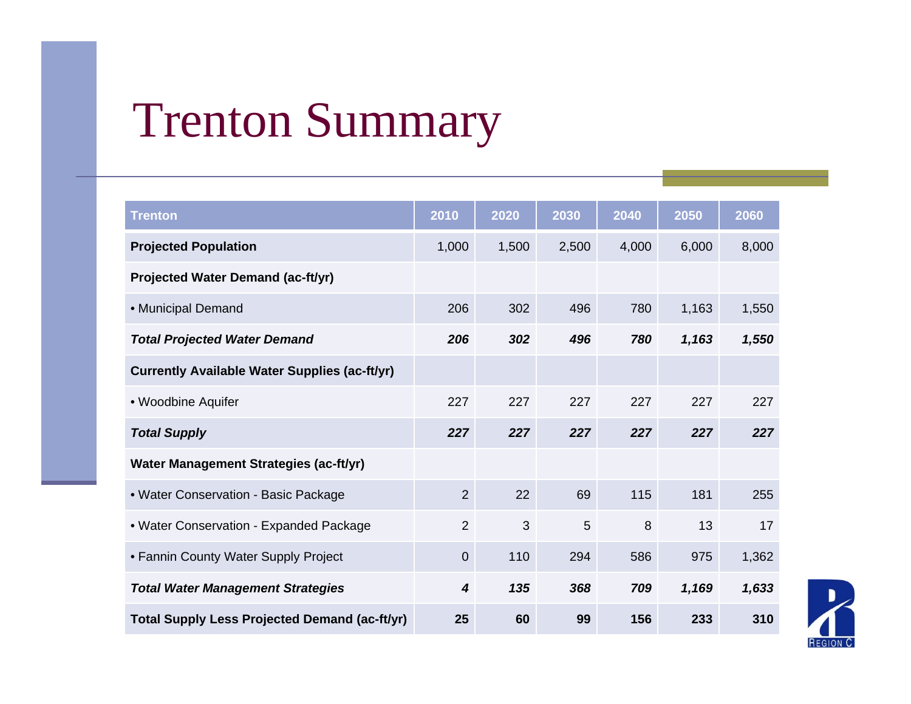# Trenton Summary

| Trenton | 2010 | 2020 | 2030 | 2040 | 2050 | 2060 |
|---|---|---|---|---|---|---|
| **Projected Population** | 1,000 | 1,500 | 2,500 | 4,000 | 6,000 | 8,000 |
| **Projected Water Demand (ac-ft/yr)** | | | | | | |
| • Municipal Demand | 206 | 302 | 496 | 780 | 1,163 | 1,550 |
| ***Total Projected Water Demand*** | ***206*** | ***302*** | ***496*** | ***780*** | ***1,163*** | ***1,550*** |
| **Currently Available Water Supplies (ac-ft/yr)** | | | | | | |
| • Woodbine Aquifer | 227 | 227 | 227 | 227 | 227 | 227 |
| ***Total Supply*** | ***227*** | ***227*** | ***227*** | ***227*** | ***227*** | ***227*** |
| **Water Management Strategies (ac-ft/yr)** | | | | | | |
| • Water Conservation - Basic Package | 2 | 22 | 69 | 115 | 181 | 255 |
| • Water Conservation - Expanded Package | 2 | 3 | 5 | 8 | 13 | 17 |
| • Fannin County Water Supply Project | 0 | 110 | 294 | 586 | 975 | 1,362 |
| ***Total Water Management Strategies*** | ***4*** | ***135*** | ***368*** | ***709*** | ***1,169*** | ***1,633*** |
| **Total Supply Less Projected Demand (ac-ft/yr)** | **25** | **60** | **99** | **156** | **233** | **310** |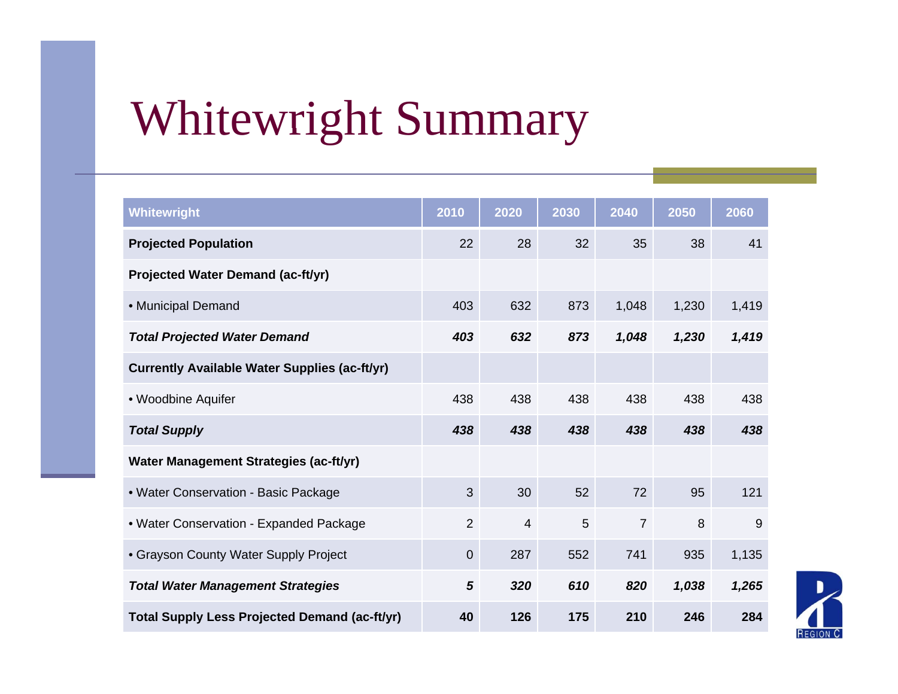# Whitewright Summary

| Whitewright | 2010 | 2020 | 2030 | 2040 | 2050 | 2060 |
|---|---|---|---|---|---|---|
| **Projected Population** | 22 | 28 | 32 | 35 | 38 | 41 |
| **Projected Water Demand (ac-ft/yr)** | | | | | | |
| • Municipal Demand | 403 | 632 | 873 | 1,048 | 1,230 | 1,419 |
| ***Total Projected Water Demand*** | ***403*** | ***632*** | ***873*** | ***1,048*** | ***1,230*** | ***1,419*** |
| **Currently Available Water Supplies (ac-ft/yr)** | | | | | | |
| • Woodbine Aquifer | 438 | 438 | 438 | 438 | 438 | 438 |
| ***Total Supply*** | ***438*** | ***438*** | ***438*** | ***438*** | ***438*** | ***438*** |
| **Water Management Strategies (ac-ft/yr)** | | | | | | |
| • Water Conservation - Basic Package | 3 | 30 | 52 | 72 | 95 | 121 |
| • Water Conservation - Expanded Package | 2 | 4 | 5 | 7 | 8 | 9 |
| • Grayson County Water Supply Project | 0 | 287 | 552 | 741 | 935 | 1,135 |
| ***Total Water Management Strategies*** | ***5*** | ***320*** | ***610*** | ***820*** | ***1,038*** | ***1,265*** |
| **Total Supply Less Projected Demand (ac-ft/yr)** | **40** | **126** | **175** | **210** | **246** | **284** |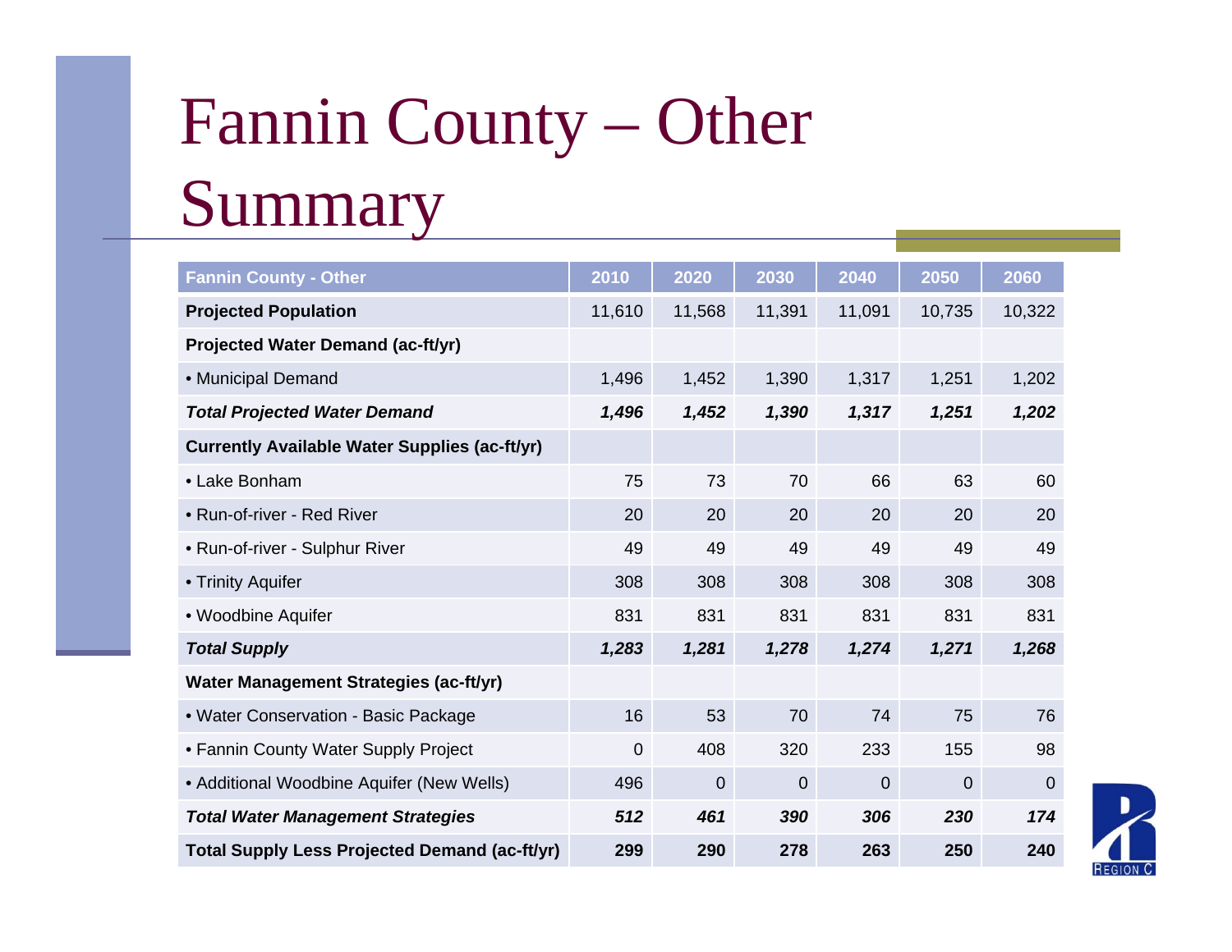# Fannin County – Other Summary

| Fannin County - Other | 2010 | 2020 | 2030 | 2040 | 2050 | 2060 |
|---|---|---|---|---|---|---|
| **Projected Population** | 11,610 | 11,568 | 11,391 | 11,091 | 10,735 | 10,322 |
| **Projected Water Demand (ac-ft/yr)** | | | | | | |
| • Municipal Demand | 1,496 | 1,452 | 1,390 | 1,317 | 1,251 | 1,202 |
| ***Total Projected Water Demand*** | ***1,496*** | ***1,452*** | ***1,390*** | ***1,317*** | ***1,251*** | ***1,202*** |
| **Currently Available Water Supplies (ac-ft/yr)** | | | | | | |
| • Lake Bonham | 75 | 73 | 70 | 66 | 63 | 60 |
| • Run-of-river - Red River | 20 | 20 | 20 | 20 | 20 | 20 |
| • Run-of-river - Sulphur River | 49 | 49 | 49 | 49 | 49 | 49 |
| • Trinity Aquifer | 308 | 308 | 308 | 308 | 308 | 308 |
| • Woodbine Aquifer | 831 | 831 | 831 | 831 | 831 | 831 |
| ***Total Supply*** | ***1,283*** | ***1,281*** | ***1,278*** | ***1,274*** | ***1,271*** | ***1,268*** |
| **Water Management Strategies (ac-ft/yr)** | | | | | | |
| • Water Conservation - Basic Package | 16 | 53 | 70 | 74 | 75 | 76 |
| • Fannin County Water Supply Project | 0 | 408 | 320 | 233 | 155 | 98 |
| • Additional Woodbine Aquifer (New Wells) | 496 | 0 | 0 | 0 | 0 | 0 |
| ***Total Water Management Strategies*** | ***512*** | ***461*** | ***390*** | ***306*** | ***230*** | ***174*** |
| **Total Supply Less Projected Demand (ac-ft/yr)** | **299** | **290** | **278** | **263** | **250** | **240** |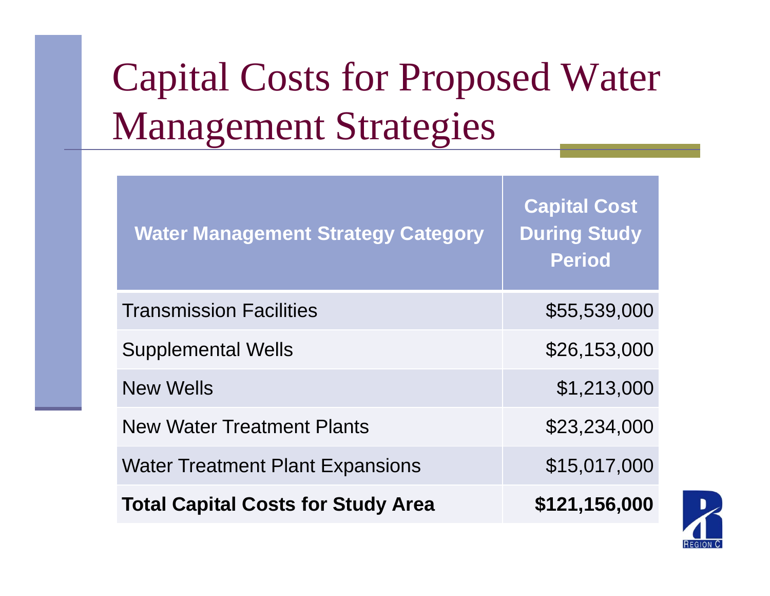# Capital Costs for Proposed Water Management Strategies

| Water Management Strategy Category | Capital Cost During Study Period |
|---|---:|
| Transmission Facilities | $55,539,000 |
| Supplemental Wells | $26,153,000 |
| New Wells | $1,213,000 |
| New Water Treatment Plants | $23,234,000 |
| Water Treatment Plant Expansions | $15,017,000 |
| **Total Capital Costs for Study Area** | **$121,156,000** |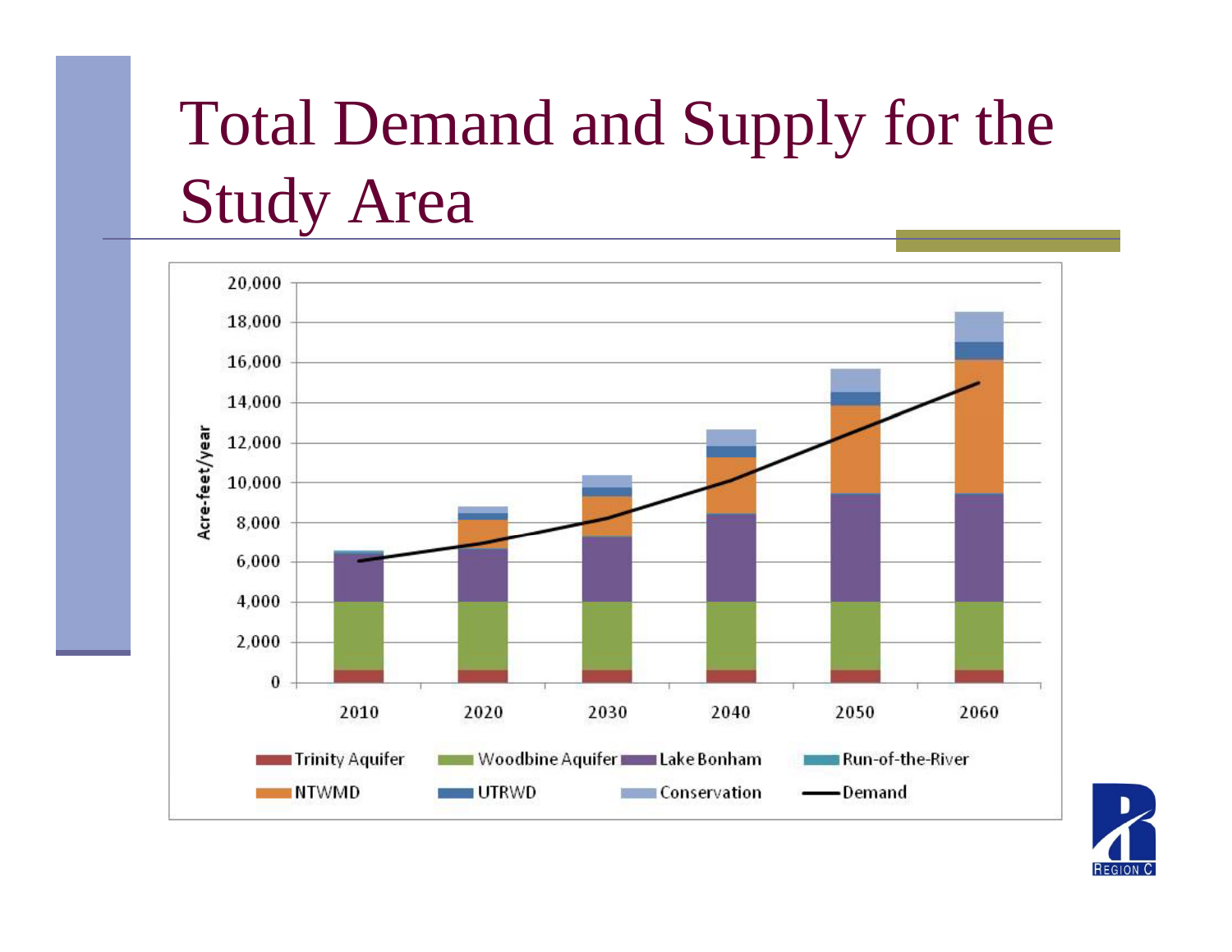# Total Demand and Supply for the Study Area

Acre-feet/year

20,000
18,000
16,000
14,000
12,000
10,000
8,000
6,000
4,000
2,000
0

2010 2020 2030 2040 2050 2060

Trinity Aquifer, Woodbine Aquifer, Lake Bonham, Run-of-the-River, NTWMD, UTRWD, Conservation, Demand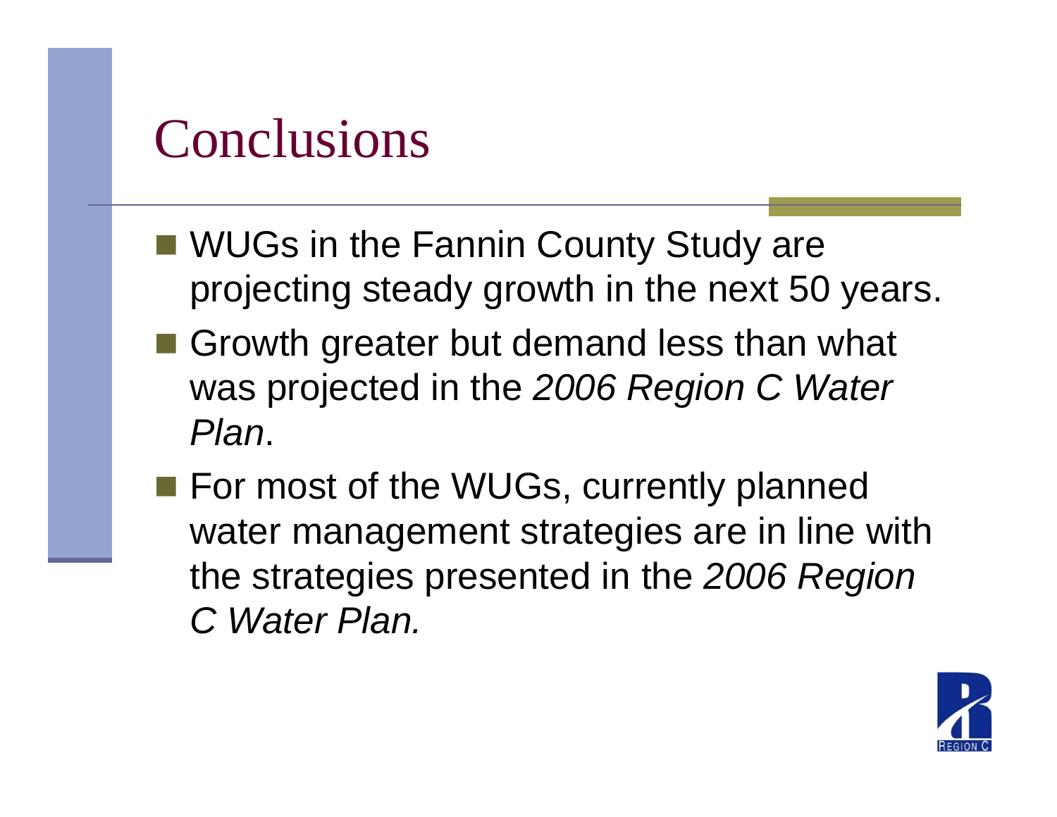# Conclusions

- WUGs in the Fannin County Study are projecting steady growth in the next 50 years.
- Growth greater but demand less than what was projected in the *2006 Region C Water Plan*.
- For most of the WUGs, currently planned water management strategies are in line with the strategies presented in the *2006 Region C Water Plan.*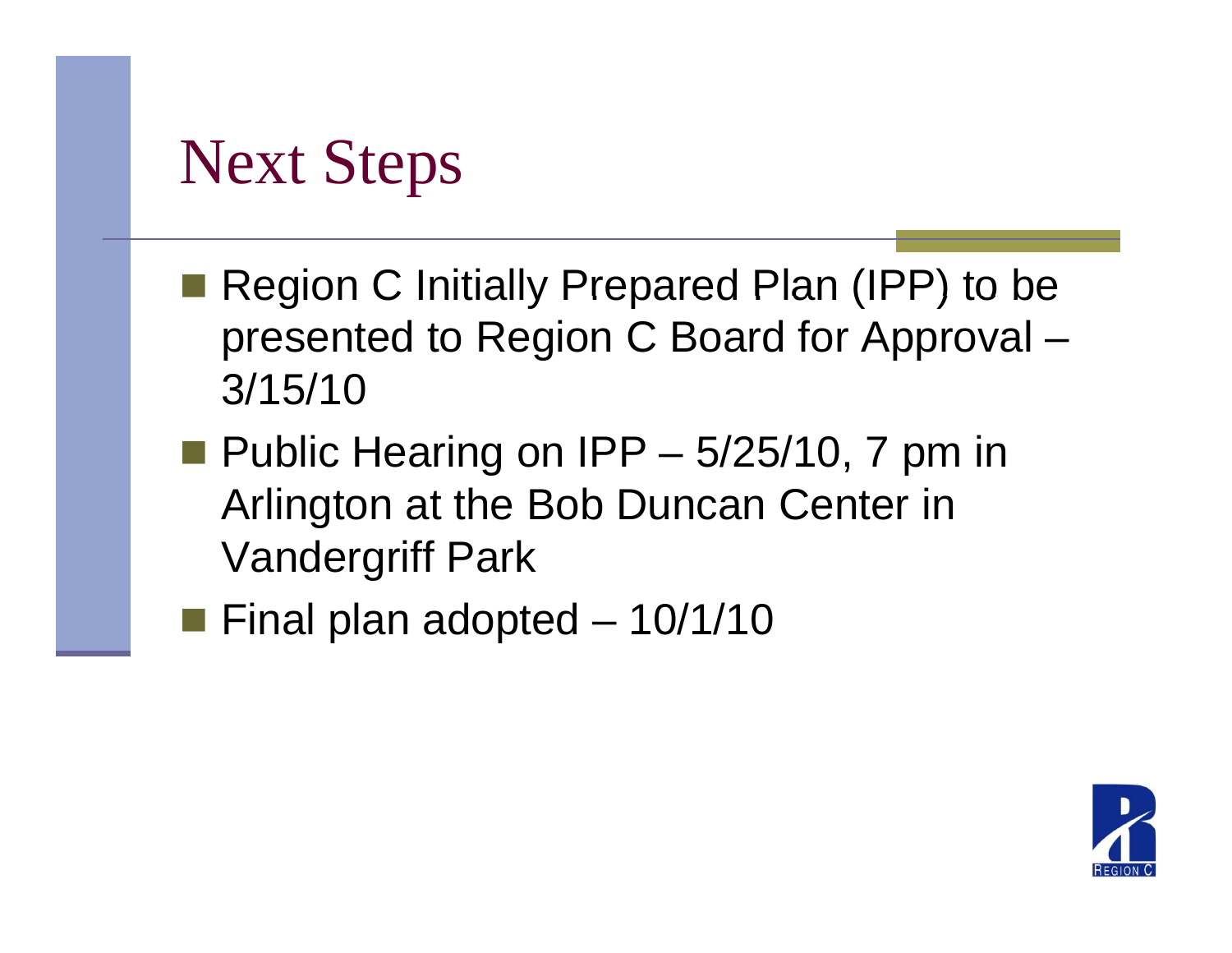# Next Steps

- Region C Initially Prepared Plan (IPP) to be presented to Region C Board for Approval – 3/15/10
- Public Hearing on IPP – 5/25/10, 7 pm in Arlington at the Bob Duncan Center in Vandergriff Park
- Final plan adopted – 10/1/10